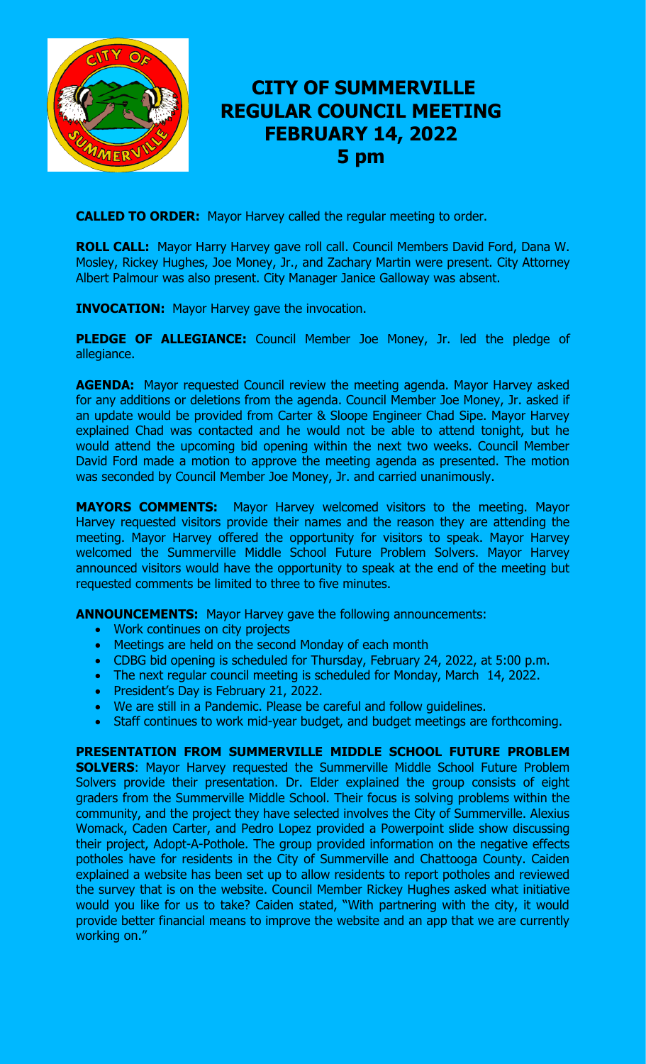# CITY OF SUMMERVILLE REGULAR COUNCIL MEETING FEBRUARY 14, 2022 5 pm

**CALLED TO ORDER:** Mayor Harvey called the regular meeting to order.

**ROLL CALL:** Mayor Harry Harvey gave roll call. Council Members David Ford, Dana W. Mosley, Rickey Hughes, Joe Money, Jr., and Zachary Martin were present. City Attorney Albert Palmour was also present. City Manager Janice Galloway was absent.

**INVOCATION:** Mayor Harvey gave the invocation.

**PLEDGE OF ALLEGIANCE:** Council Member Joe Money, Jr. led the pledge of allegiance.

**AGENDA:** Mayor requested Council review the meeting agenda. Mayor Harvey asked for any additions or deletions from the agenda. Council Member Joe Money, Jr. asked if an update would be provided from Carter & Sloope Engineer Chad Sipe. Mayor Harvey explained Chad was contacted and he would not be able to attend tonight, but he would attend the upcoming bid opening within the next two weeks. Council Member David Ford made a motion to approve the meeting agenda as presented. The motion was seconded by Council Member Joe Money, Jr. and carried unanimously.

**MAYORS COMMENTS:** Mayor Harvey welcomed visitors to the meeting. Mayor Harvey requested visitors provide their names and the reason they are attending the meeting. Mayor Harvey offered the opportunity for visitors to speak. Mayor Harvey welcomed the Summerville Middle School Future Problem Solvers. Mayor Harvey announced visitors would have the opportunity to speak at the end of the meeting but requested comments be limited to three to five minutes.

**ANNOUNCEMENTS:** Mayor Harvey gave the following announcements:

- Work continues on city projects
- Meetings are held on the second Monday of each month
- CDBG bid opening is scheduled for Thursday, February 24, 2022, at 5:00 p.m.
- The next regular council meeting is scheduled for Monday, March 14, 2022.
- President's Day is February 21, 2022.
- We are still in a Pandemic. Please be careful and follow guidelines.
- Staff continues to work mid-year budget, and budget meetings are forthcoming.

**PRESENTATION FROM SUMMERVILLE MIDDLE SCHOOL FUTURE PROBLEM SOLVERS**: Mayor Harvey requested the Summerville Middle School Future Problem Solvers provide their presentation. Dr. Elder explained the group consists of eight graders from the Summerville Middle School. Their focus is solving problems within the community, and the project they have selected involves the City of Summerville. Alexius Womack, Caden Carter, and Pedro Lopez provided a Powerpoint slide show discussing their project, Adopt-A-Pothole. The group provided information on the negative effects potholes have for residents in the City of Summerville and Chattooga County. Caiden explained a website has been set up to allow residents to report potholes and reviewed the survey that is on the website. Council Member Rickey Hughes asked what initiative would you like for us to take? Caiden stated, "With partnering with the city, it would provide better financial means to improve the website and an app that we are currently working on."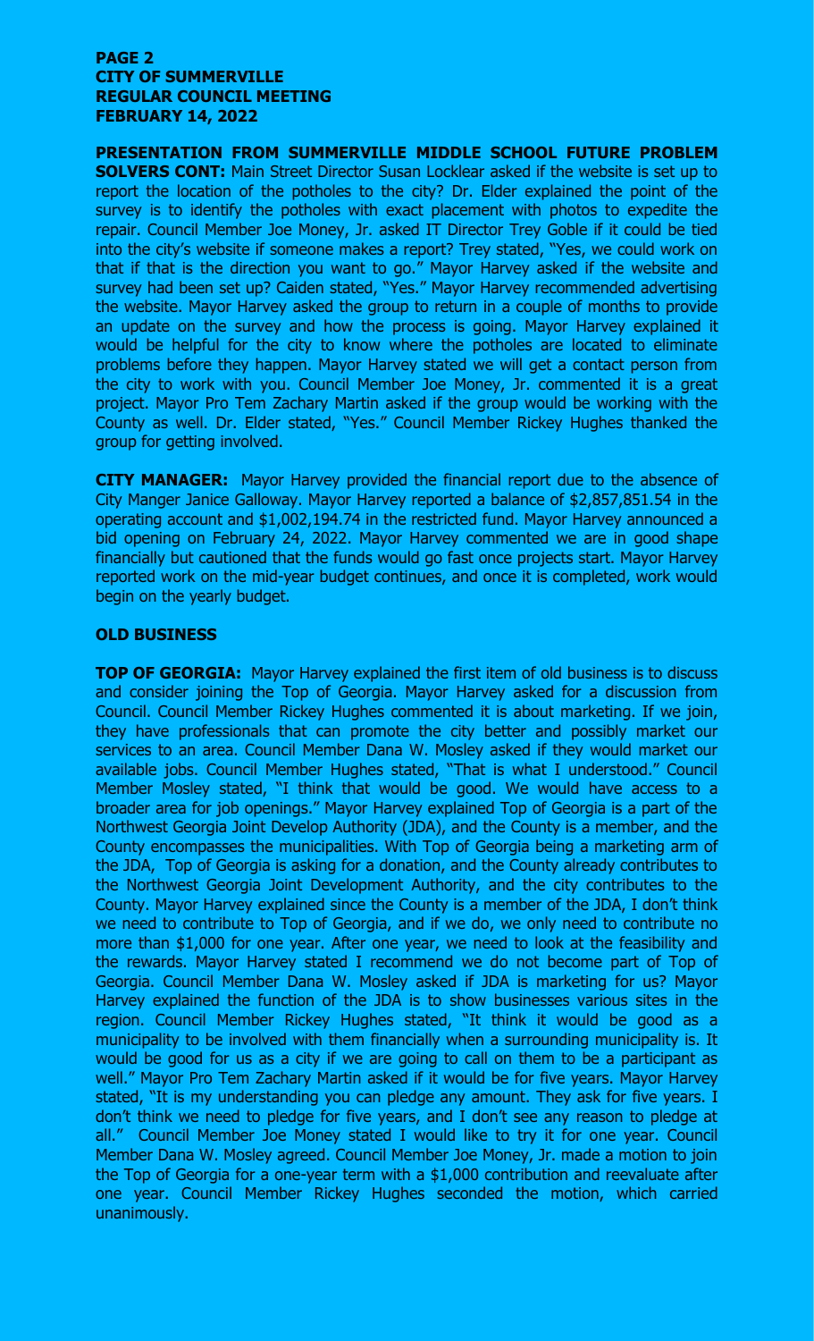**PRESENTATION FROM SUMMERVILLE MIDDLE SCHOOL FUTURE PROBLEM SOLVERS CONT:** Main Street Director Susan Locklear asked if the website is set up to report the location of the potholes to the city? Dr. Elder explained the point of the survey is to identify the potholes with exact placement with photos to expedite the repair. Council Member Joe Money, Jr. asked IT Director Trey Goble if it could be tied into the city's website if someone makes a report? Trey stated, "Yes, we could work on that if that is the direction you want to go." Mayor Harvey asked if the website and survey had been set up? Caiden stated, "Yes." Mayor Harvey recommended advertising the website. Mayor Harvey asked the group to return in a couple of months to provide an update on the survey and how the process is going. Mayor Harvey explained it would be helpful for the city to know where the potholes are located to eliminate problems before they happen. Mayor Harvey stated we will get a contact person from the city to work with you. Council Member Joe Money, Jr. commented it is a great project. Mayor Pro Tem Zachary Martin asked if the group would be working with the County as well. Dr. Elder stated, "Yes." Council Member Rickey Hughes thanked the group for getting involved.

**CITY MANAGER:** Mayor Harvey provided the financial report due to the absence of City Manger Janice Galloway. Mayor Harvey reported a balance of $2,857,851.54 in the operating account and $1,002,194.74 in the restricted fund. Mayor Harvey announced a bid opening on February 24, 2022. Mayor Harvey commented we are in good shape financially but cautioned that the funds would go fast once projects start. Mayor Harvey reported work on the mid-year budget continues, and once it is completed, work would begin on the yearly budget.

**OLD BUSINESS**

**TOP OF GEORGIA:** Mayor Harvey explained the first item of old business is to discuss and consider joining the Top of Georgia. Mayor Harvey asked for a discussion from Council. Council Member Rickey Hughes commented it is about marketing. If we join, they have professionals that can promote the city better and possibly market our services to an area. Council Member Dana W. Mosley asked if they would market our available jobs. Council Member Hughes stated, "That is what I understood." Council Member Mosley stated, "I think that would be good. We would have access to a broader area for job openings." Mayor Harvey explained Top of Georgia is a part of the Northwest Georgia Joint Develop Authority (JDA), and the County is a member, and the County encompasses the municipalities. With Top of Georgia being a marketing arm of the JDA, Top of Georgia is asking for a donation, and the County already contributes to the Northwest Georgia Joint Development Authority, and the city contributes to the County. Mayor Harvey explained since the County is a member of the JDA, I don't think we need to contribute to Top of Georgia, and if we do, we only need to contribute no more than $1,000 for one year. After one year, we need to look at the feasibility and the rewards. Mayor Harvey stated I recommend we do not become part of Top of Georgia. Council Member Dana W. Mosley asked if JDA is marketing for us? Mayor Harvey explained the function of the JDA is to show businesses various sites in the region. Council Member Rickey Hughes stated, "It think it would be good as a municipality to be involved with them financially when a surrounding municipality is. It would be good for us as a city if we are going to call on them to be a participant as well." Mayor Pro Tem Zachary Martin asked if it would be for five years. Mayor Harvey stated, "It is my understanding you can pledge any amount. They ask for five years. I don't think we need to pledge for five years, and I don't see any reason to pledge at all." Council Member Joe Money stated I would like to try it for one year. Council Member Dana W. Mosley agreed. Council Member Joe Money, Jr. made a motion to join the Top of Georgia for a one-year term with a $1,000 contribution and reevaluate after one year. Council Member Rickey Hughes seconded the motion, which carried unanimously.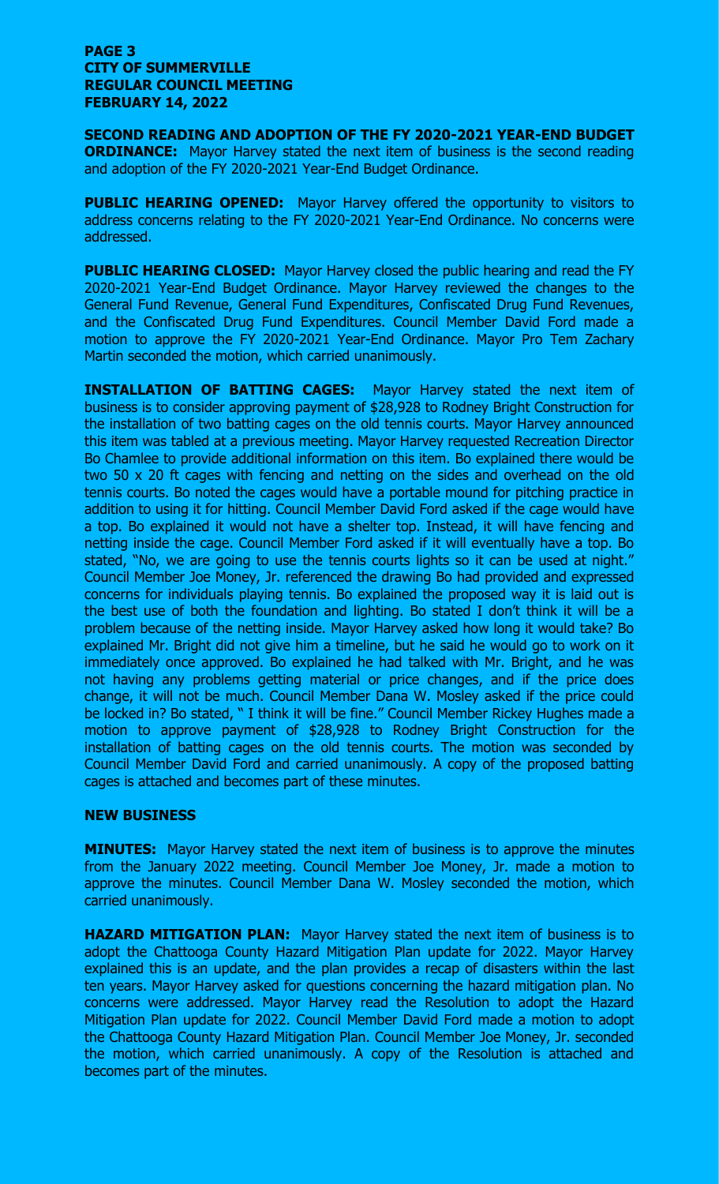**SECOND READING AND ADOPTION OF THE FY 2020-2021 YEAR-END BUDGET ORDINANCE:** Mayor Harvey stated the next item of business is the second reading and adoption of the FY 2020-2021 Year-End Budget Ordinance.

**PUBLIC HEARING OPENED:** Mayor Harvey offered the opportunity to visitors to address concerns relating to the FY 2020-2021 Year-End Ordinance. No concerns were addressed.

**PUBLIC HEARING CLOSED:** Mayor Harvey closed the public hearing and read the FY 2020-2021 Year-End Budget Ordinance. Mayor Harvey reviewed the changes to the General Fund Revenue, General Fund Expenditures, Confiscated Drug Fund Revenues, and the Confiscated Drug Fund Expenditures. Council Member David Ford made a motion to approve the FY 2020-2021 Year-End Ordinance. Mayor Pro Tem Zachary Martin seconded the motion, which carried unanimously.

**INSTALLATION OF BATTING CAGES:** Mayor Harvey stated the next item of business is to consider approving payment of $28,928 to Rodney Bright Construction for the installation of two batting cages on the old tennis courts. Mayor Harvey announced this item was tabled at a previous meeting. Mayor Harvey requested Recreation Director Bo Chamlee to provide additional information on this item. Bo explained there would be two 50 x 20 ft cages with fencing and netting on the sides and overhead on the old tennis courts. Bo noted the cages would have a portable mound for pitching practice in addition to using it for hitting. Council Member David Ford asked if the cage would have a top. Bo explained it would not have a shelter top. Instead, it will have fencing and netting inside the cage. Council Member Ford asked if it will eventually have a top. Bo stated, "No, we are going to use the tennis courts lights so it can be used at night." Council Member Joe Money, Jr. referenced the drawing Bo had provided and expressed concerns for individuals playing tennis. Bo explained the proposed way it is laid out is the best use of both the foundation and lighting. Bo stated I don't think it will be a problem because of the netting inside. Mayor Harvey asked how long it would take? Bo explained Mr. Bright did not give him a timeline, but he said he would go to work on it immediately once approved. Bo explained he had talked with Mr. Bright, and he was not having any problems getting material or price changes, and if the price does change, it will not be much. Council Member Dana W. Mosley asked if the price could be locked in? Bo stated, " I think it will be fine." Council Member Rickey Hughes made a motion to approve payment of $28,928 to Rodney Bright Construction for the installation of batting cages on the old tennis courts. The motion was seconded by Council Member David Ford and carried unanimously. A copy of the proposed batting cages is attached and becomes part of these minutes.

## NEW BUSINESS

**MINUTES:** Mayor Harvey stated the next item of business is to approve the minutes from the January 2022 meeting. Council Member Joe Money, Jr. made a motion to approve the minutes. Council Member Dana W. Mosley seconded the motion, which carried unanimously.

**HAZARD MITIGATION PLAN:** Mayor Harvey stated the next item of business is to adopt the Chattooga County Hazard Mitigation Plan update for 2022. Mayor Harvey explained this is an update, and the plan provides a recap of disasters within the last ten years. Mayor Harvey asked for questions concerning the hazard mitigation plan. No concerns were addressed. Mayor Harvey read the Resolution to adopt the Hazard Mitigation Plan update for 2022. Council Member David Ford made a motion to adopt the Chattooga County Hazard Mitigation Plan. Council Member Joe Money, Jr. seconded the motion, which carried unanimously. A copy of the Resolution is attached and becomes part of the minutes.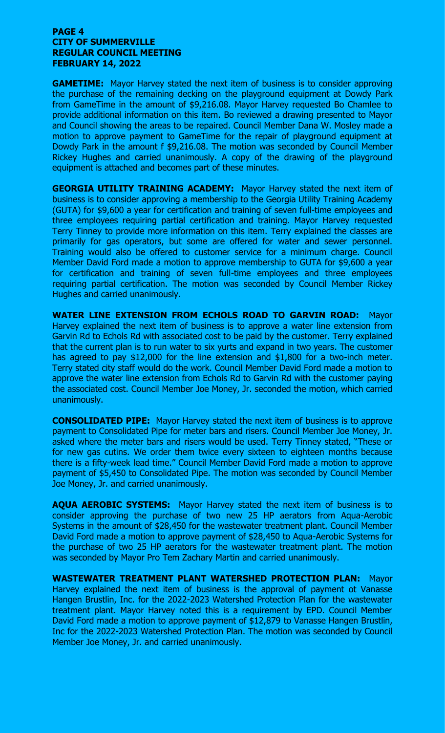**GAMETIME:** Mayor Harvey stated the next item of business is to consider approving the purchase of the remaining decking on the playground equipment at Dowdy Park from GameTime in the amount of $9,216.08. Mayor Harvey requested Bo Chamlee to provide additional information on this item. Bo reviewed a drawing presented to Mayor and Council showing the areas to be repaired. Council Member Dana W. Mosley made a motion to approve payment to GameTime for the repair of playground equipment at Dowdy Park in the amount f $9,216.08. The motion was seconded by Council Member Rickey Hughes and carried unanimously. A copy of the drawing of the playground equipment is attached and becomes part of these minutes.

**GEORGIA UTILITY TRAINING ACADEMY:** Mayor Harvey stated the next item of business is to consider approving a membership to the Georgia Utility Training Academy (GUTA) for $9,600 a year for certification and training of seven full-time employees and three employees requiring partial certification and training. Mayor Harvey requested Terry Tinney to provide more information on this item. Terry explained the classes are primarily for gas operators, but some are offered for water and sewer personnel. Training would also be offered to customer service for a minimum charge. Council Member David Ford made a motion to approve membership to GUTA for $9,600 a year for certification and training of seven full-time employees and three employees requiring partial certification. The motion was seconded by Council Member Rickey Hughes and carried unanimously.

**WATER LINE EXTENSION FROM ECHOLS ROAD TO GARVIN ROAD:** Mayor Harvey explained the next item of business is to approve a water line extension from Garvin Rd to Echols Rd with associated cost to be paid by the customer. Terry explained that the current plan is to run water to six yurts and expand in two years. The customer has agreed to pay $12,000 for the line extension and $1,800 for a two-inch meter. Terry stated city staff would do the work. Council Member David Ford made a motion to approve the water line extension from Echols Rd to Garvin Rd with the customer paying the associated cost. Council Member Joe Money, Jr. seconded the motion, which carried unanimously.

**CONSOLIDATED PIPE:** Mayor Harvey stated the next item of business is to approve payment to Consolidated Pipe for meter bars and risers. Council Member Joe Money, Jr. asked where the meter bars and risers would be used. Terry Tinney stated, "These or for new gas cutins. We order them twice every sixteen to eighteen months because there is a fifty-week lead time." Council Member David Ford made a motion to approve payment of $5,450 to Consolidated Pipe. The motion was seconded by Council Member Joe Money, Jr. and carried unanimously.

**AQUA AEROBIC SYSTEMS:** Mayor Harvey stated the next item of business is to consider approving the purchase of two new 25 HP aerators from Aqua-Aerobic Systems in the amount of $28,450 for the wastewater treatment plant. Council Member David Ford made a motion to approve payment of $28,450 to Aqua-Aerobic Systems for the purchase of two 25 HP aerators for the wastewater treatment plant. The motion was seconded by Mayor Pro Tem Zachary Martin and carried unanimously.

**WASTEWATER TREATMENT PLANT WATERSHED PROTECTION PLAN:** Mayor Harvey explained the next item of business is the approval of payment ot Vanasse Hangen Brustlin, Inc. for the 2022-2023 Watershed Protection Plan for the wastewater treatment plant. Mayor Harvey noted this is a requirement by EPD. Council Member David Ford made a motion to approve payment of $12,879 to Vanasse Hangen Brustlin, Inc for the 2022-2023 Watershed Protection Plan. The motion was seconded by Council Member Joe Money, Jr. and carried unanimously.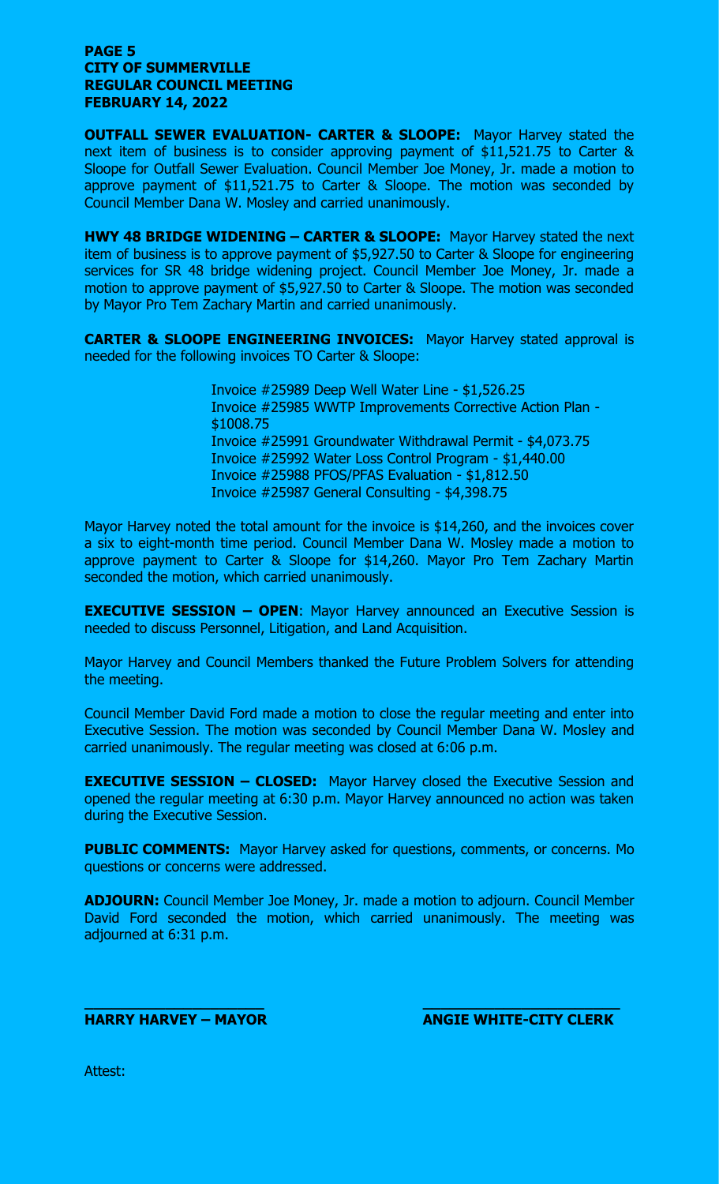**OUTFALL SEWER EVALUATION- CARTER & SLOOPE:** Mayor Harvey stated the next item of business is to consider approving payment of $11,521.75 to Carter & Sloope for Outfall Sewer Evaluation. Council Member Joe Money, Jr. made a motion to approve payment of $11,521.75 to Carter & Sloope. The motion was seconded by Council Member Dana W. Mosley and carried unanimously.

**HWY 48 BRIDGE WIDENING – CARTER & SLOOPE:** Mayor Harvey stated the next item of business is to approve payment of $5,927.50 to Carter & Sloope for engineering services for SR 48 bridge widening project. Council Member Joe Money, Jr. made a motion to approve payment of $5,927.50 to Carter & Sloope. The motion was seconded by Mayor Pro Tem Zachary Martin and carried unanimously.

**CARTER & SLOOPE ENGINEERING INVOICES:** Mayor Harvey stated approval is needed for the following invoices TO Carter & Sloope:

Invoice #25989 Deep Well Water Line - $1,526.25
Invoice #25985 WWTP Improvements Corrective Action Plan - $1008.75
Invoice #25991 Groundwater Withdrawal Permit - $4,073.75
Invoice #25992 Water Loss Control Program - $1,440.00
Invoice #25988 PFOS/PFAS Evaluation - $1,812.50
Invoice #25987 General Consulting - $4,398.75

Mayor Harvey noted the total amount for the invoice is $14,260, and the invoices cover a six to eight-month time period. Council Member Dana W. Mosley made a motion to approve payment to Carter & Sloope for $14,260. Mayor Pro Tem Zachary Martin seconded the motion, which carried unanimously.

**EXECUTIVE SESSION – OPEN**: Mayor Harvey announced an Executive Session is needed to discuss Personnel, Litigation, and Land Acquisition.

Mayor Harvey and Council Members thanked the Future Problem Solvers for attending the meeting.

Council Member David Ford made a motion to close the regular meeting and enter into Executive Session. The motion was seconded by Council Member Dana W. Mosley and carried unanimously. The regular meeting was closed at 6:06 p.m.

**EXECUTIVE SESSION – CLOSED:** Mayor Harvey closed the Executive Session and opened the regular meeting at 6:30 p.m. Mayor Harvey announced no action was taken during the Executive Session.

**PUBLIC COMMENTS:** Mayor Harvey asked for questions, comments, or concerns. Mo questions or concerns were addressed.

**ADJOURN:** Council Member Joe Money, Jr. made a motion to adjourn. Council Member David Ford seconded the motion, which carried unanimously. The meeting was adjourned at 6:31 p.m.

**HARRY HARVEY – MAYOR** **ANGIE WHITE-CITY CLERK**

Attest: